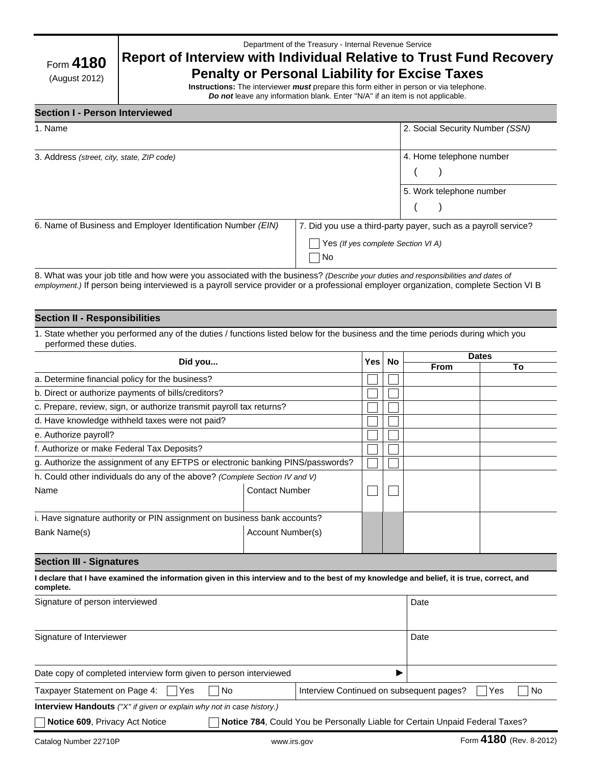Form **4180**
(August 2012)

Department of the Treasury - Internal Revenue Service

# Report of Interview with Individual Relative to Trust Fund Recovery Penalty or Personal Liability for Excise Taxes

**Instructions:** The interviewer ***must*** prepare this form either in person or via telephone. ***Do not*** leave any information blank. Enter "N/A" if an item is not applicable.

## Section I - Person Interviewed

| 1. Name | 2. Social Security Number *(SSN)* |
|---|---|
| 3. Address *(street, city, state, ZIP code)* | 4. Home telephone number ( ) |
| | 5. Work telephone number ( ) |
| 6. Name of Business and Employer Identification Number *(EIN)* | 7. Did you use a third-party payer, such as a payroll service? ☐ Yes *(If yes complete Section VI A)* ☐ No |

8. What was your job title and how were you associated with the business? *(Describe your duties and responsibilities and dates of employment.)* If person being interviewed is a payroll service provider or a professional employer organization, complete Section VI B

## Section II - Responsibilities

1. State whether you performed any of the duties / functions listed below for the business and the time periods during which you performed these duties.

| Did you... | | Yes | No | Dates From | Dates To |
|---|---|---|---|---|---|
| a. Determine financial policy for the business? | | ☐ | ☐ | | |
| b. Direct or authorize payments of bills/creditors? | | ☐ | ☐ | | |
| c. Prepare, review, sign, or authorize transmit payroll tax returns? | | ☐ | ☐ | | |
| d. Have knowledge withheld taxes were not paid? | | ☐ | ☐ | | |
| e. Authorize payroll? | | ☐ | ☐ | | |
| f. Authorize or make Federal Tax Deposits? | | ☐ | ☐ | | |
| g. Authorize the assignment of any EFTPS or electronic banking PINS/passwords? | | ☐ | ☐ | | |
| h. Could other individuals do any of the above? *(Complete Section IV and V)* | | | | | |
| Name | Contact Number | ☐ | ☐ | | |
| i. Have signature authority or PIN assignment on business bank accounts? | | | | | |
| Bank Name(s) | Account Number(s) | | | | |

## Section III - Signatures

**I declare that I have examined the information given in this interview and to the best of my knowledge and belief, it is true, correct, and complete.**

| Signature of person interviewed | Date |
|---|---|
| Signature of Interviewer | Date |
| Date copy of completed interview form given to person interviewed ► | |

Taxpayer Statement on Page 4: ☐ Yes ☐ No    Interview Continued on subsequent pages? ☐ Yes ☐ No

**Interview Handouts** *("X" if given or explain why not in case history.)*

☐ **Notice 609**, Privacy Act Notice    ☐ **Notice 784**, Could You be Personally Liable for Certain Unpaid Federal Taxes?

Catalog Number 22710P    www.irs.gov    Form **4180** (Rev. 8-2012)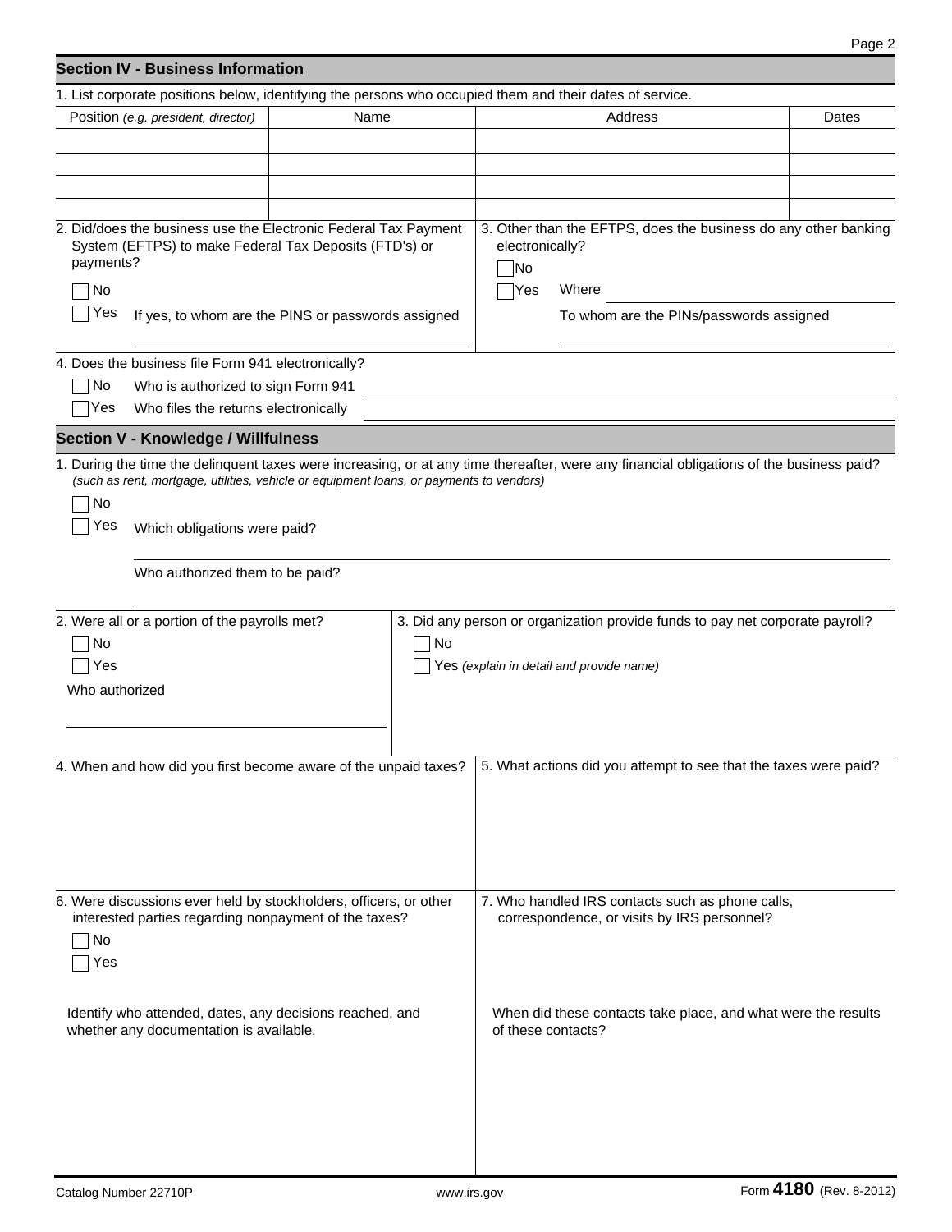## Section IV - Business Information

1. List corporate positions below, identifying the persons who occupied them and their dates of service.

| Position *(e.g. president, director)* | Name | Address | Dates |
|---|---|---|---|
| | | | |
| | | | |
| | | | |
| | | | |

2. Did/does the business use the Electronic Federal Tax Payment System (EFTPS) to make Federal Tax Deposits (FTD's) or payments?

☐ No
☐ Yes If yes, to whom are the PINS or passwords assigned

3. Other than the EFTPS, does the business do any other banking electronically?

☐ No
☐ Yes Where

To whom are the PINs/passwords assigned

4. Does the business file Form 941 electronically?

☐ No Who is authorized to sign Form 941
☐ Yes Who files the returns electronically

## Section V - Knowledge / Willfulness

1. During the time the delinquent taxes were increasing, or at any time thereafter, were any financial obligations of the business paid? *(such as rent, mortgage, utilities, vehicle or equipment loans, or payments to vendors)*

☐ No
☐ Yes Which obligations were paid?

Who authorized them to be paid?

2. Were all or a portion of the payrolls met?

☐ No
☐ Yes

Who authorized

3. Did any person or organization provide funds to pay net corporate payroll?

☐ No
☐ Yes *(explain in detail and provide name)*

4. When and how did you first become aware of the unpaid taxes?

5. What actions did you attempt to see that the taxes were paid?

6. Were discussions ever held by stockholders, officers, or other interested parties regarding nonpayment of the taxes?

☐ No
☐ Yes

Identify who attended, dates, any decisions reached, and whether any documentation is available.

7. Who handled IRS contacts such as phone calls, correspondence, or visits by IRS personnel?

When did these contacts take place, and what were the results of these contacts?

Catalog Number 22710P www.irs.gov Form **4180** (Rev. 8-2012)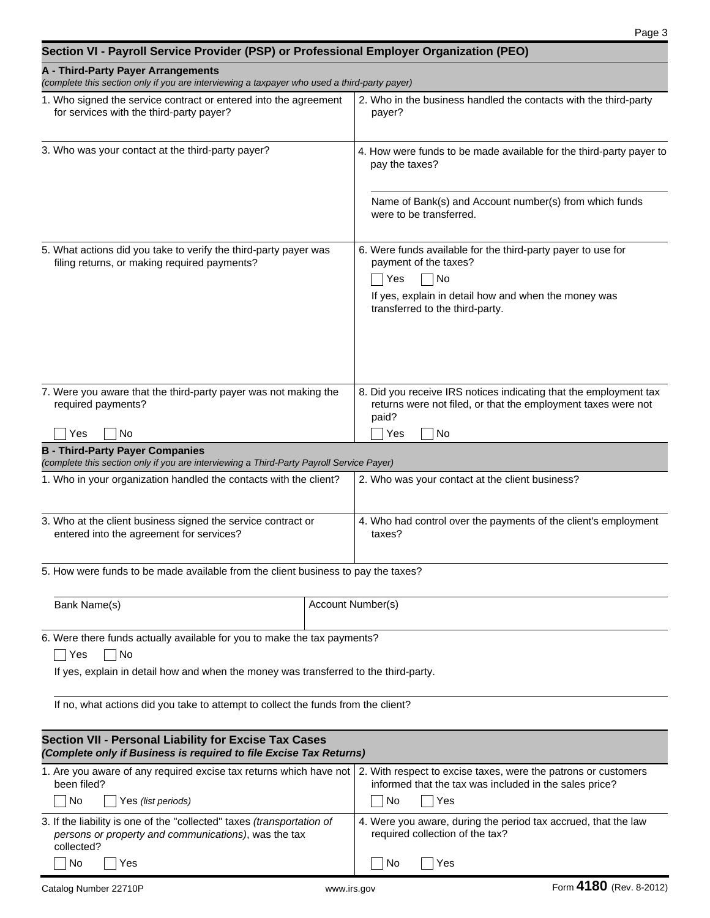## Section VI - Payroll Service Provider (PSP) or Professional Employer Organization (PEO)

### A - Third-Party Payer Arrangements

*(complete this section only if you are interviewing a taxpayer who used a third-party payer)*

1. Who signed the service contract or entered into the agreement for services with the third-party payer?

2. Who in the business handled the contacts with the third-party payer?

3. Who was your contact at the third-party payer?

4. How were funds to be made available for the third-party payer to pay the taxes?

   Name of Bank(s) and Account number(s) from which funds were to be transferred.

5. What actions did you take to verify the third-party payer was filing returns, or making required payments?

6. Were funds available for the third-party payer to use for payment of the taxes?

   ☐ Yes ☐ No

   If yes, explain in detail how and when the money was transferred to the third-party.

7. Were you aware that the third-party payer was not making the required payments?

   ☐ Yes ☐ No

8. Did you receive IRS notices indicating that the employment tax returns were not filed, or that the employment taxes were not paid?

   ☐ Yes ☐ No

### B - Third-Party Payer Companies

*(complete this section only if you are interviewing a Third-Party Payroll Service Payer)*

1. Who in your organization handled the contacts with the client?

2. Who was your contact at the client business?

3. Who at the client business signed the service contract or entered into the agreement for services?

4. Who had control over the payments of the client's employment taxes?

5. How were funds to be made available from the client business to pay the taxes?

| Bank Name(s) | Account Number(s) |
|---|---|
| | |

6. Were there funds actually available for you to make the tax payments?

   ☐ Yes ☐ No

   If yes, explain in detail how and when the money was transferred to the third-party.

   If no, what actions did you take to attempt to collect the funds from the client?

## Section VII - Personal Liability for Excise Tax Cases

***(Complete only if Business is required to file Excise Tax Returns)***

1. Are you aware of any required excise tax returns which have not been filed?

   ☐ No ☐ Yes *(list periods)*

2. With respect to excise taxes, were the patrons or customers informed that the tax was included in the sales price?

   ☐ No ☐ Yes

3. If the liability is one of the "collected" taxes *(transportation of persons or property and communications)*, was the tax collected?

   ☐ No ☐ Yes

4. Were you aware, during the period tax accrued, that the law required collection of the tax?

   ☐ No ☐ Yes

Catalog Number 22710P www.irs.gov Form **4180** (Rev. 8-2012)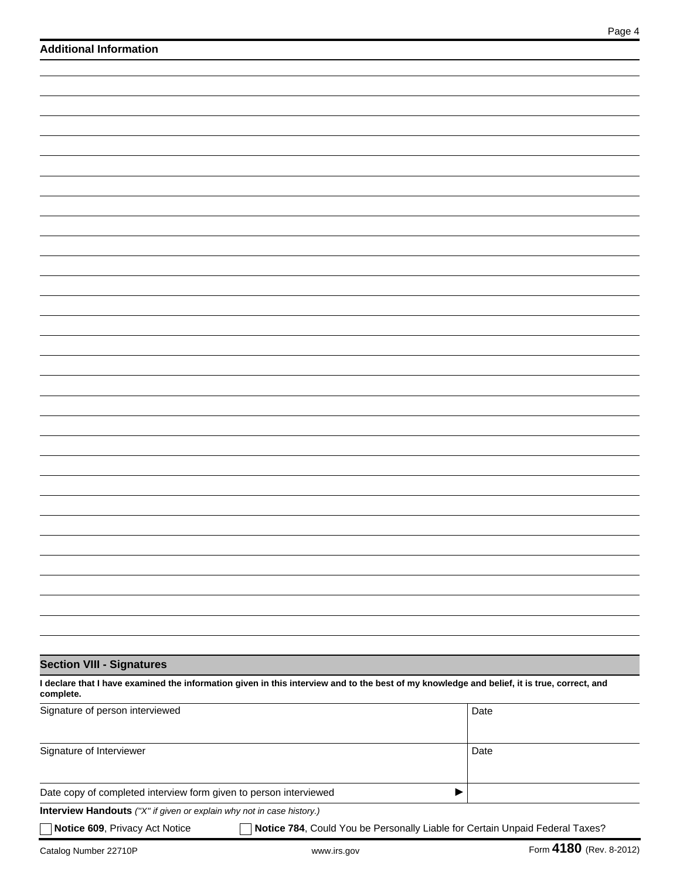## Additional Information

## Section VIII - Signatures

**I declare that I have examined the information given in this interview and to the best of my knowledge and belief, it is true, correct, and complete.**

| | |
|---|---|
| Signature of person interviewed | Date |
| Signature of Interviewer | Date |
| Date copy of completed interview form given to person interviewed ▶ | |

**Interview Handouts** *("X" if given or explain why not in case history.)*

☐ **Notice 609**, Privacy Act Notice

☐ **Notice 784**, Could You be Personally Liable for Certain Unpaid Federal Taxes?

Catalog Number 22710P www.irs.gov Form **4180** (Rev. 8-2012)